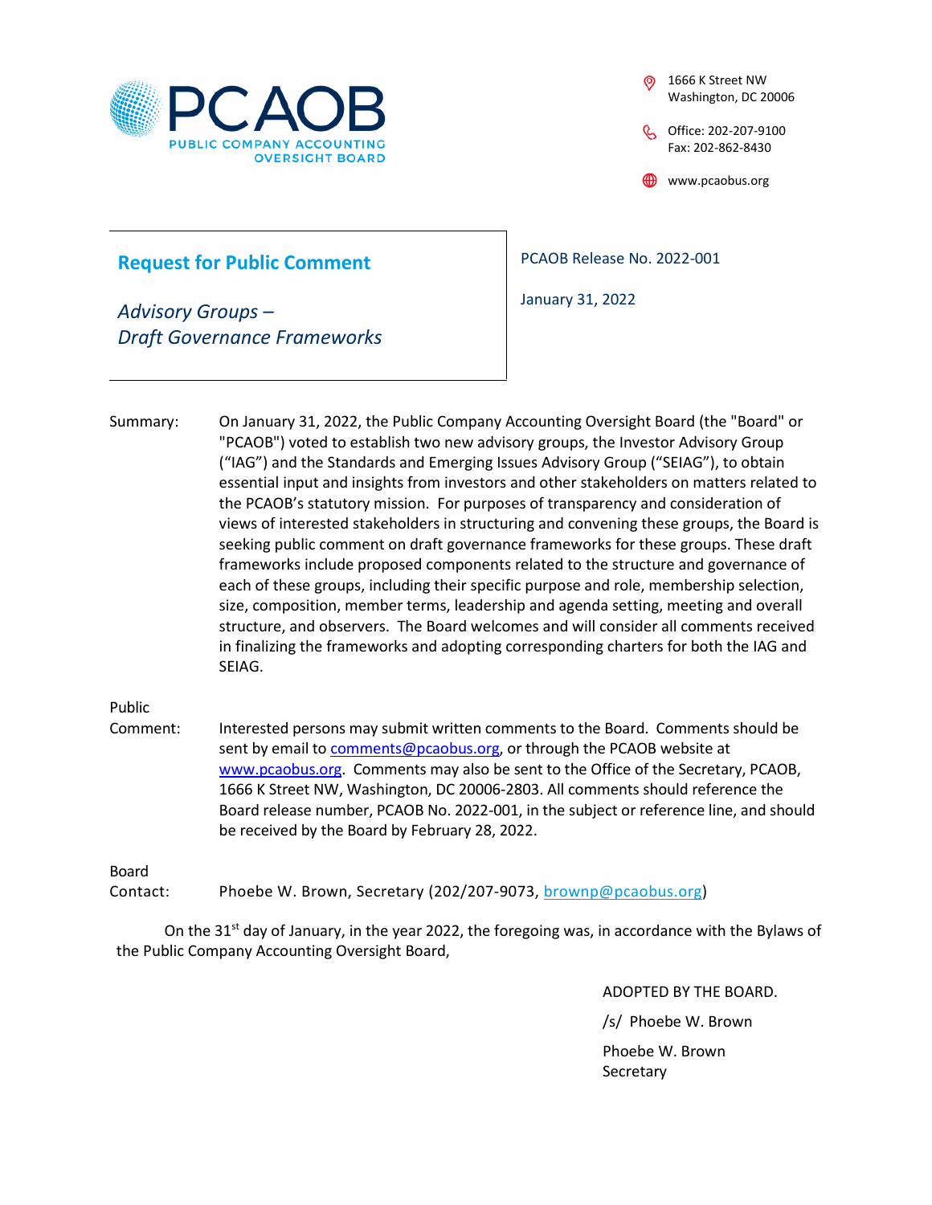# PCAOB

PUBLIC COMPANY ACCOUNTING OVERSIGHT BOARD

1666 K Street NW
Washington, DC 20006

Office: 202-207-9100
Fax: 202-862-8430

www.pcaobus.org

## Request for Public Comment

*Advisory Groups – Draft Governance Frameworks*

PCAOB Release No. 2022-001

January 31, 2022

**Summary:** On January 31, 2022, the Public Company Accounting Oversight Board (the "Board" or "PCAOB") voted to establish two new advisory groups, the Investor Advisory Group ("IAG") and the Standards and Emerging Issues Advisory Group ("SEIAG"), to obtain essential input and insights from investors and other stakeholders on matters related to the PCAOB's statutory mission. For purposes of transparency and consideration of views of interested stakeholders in structuring and convening these groups, the Board is seeking public comment on draft governance frameworks for these groups. These draft frameworks include proposed components related to the structure and governance of each of these groups, including their specific purpose and role, membership selection, size, composition, member terms, leadership and agenda setting, meeting and overall structure, and observers. The Board welcomes and will consider all comments received in finalizing the frameworks and adopting corresponding charters for both the IAG and SEIAG.

**Public Comment:** Interested persons may submit written comments to the Board. Comments should be sent by email to comments@pcaobus.org, or through the PCAOB website at www.pcaobus.org. Comments may also be sent to the Office of the Secretary, PCAOB, 1666 K Street NW, Washington, DC 20006-2803. All comments should reference the Board release number, PCAOB No. 2022-001, in the subject or reference line, and should be received by the Board by February 28, 2022.

**Board Contact:** Phoebe W. Brown, Secretary (202/207-9073, brownp@pcaobus.org)

On the 31st day of January, in the year 2022, the foregoing was, in accordance with the Bylaws of the Public Company Accounting Oversight Board,

ADOPTED BY THE BOARD.

/s/ Phoebe W. Brown

Phoebe W. Brown
Secretary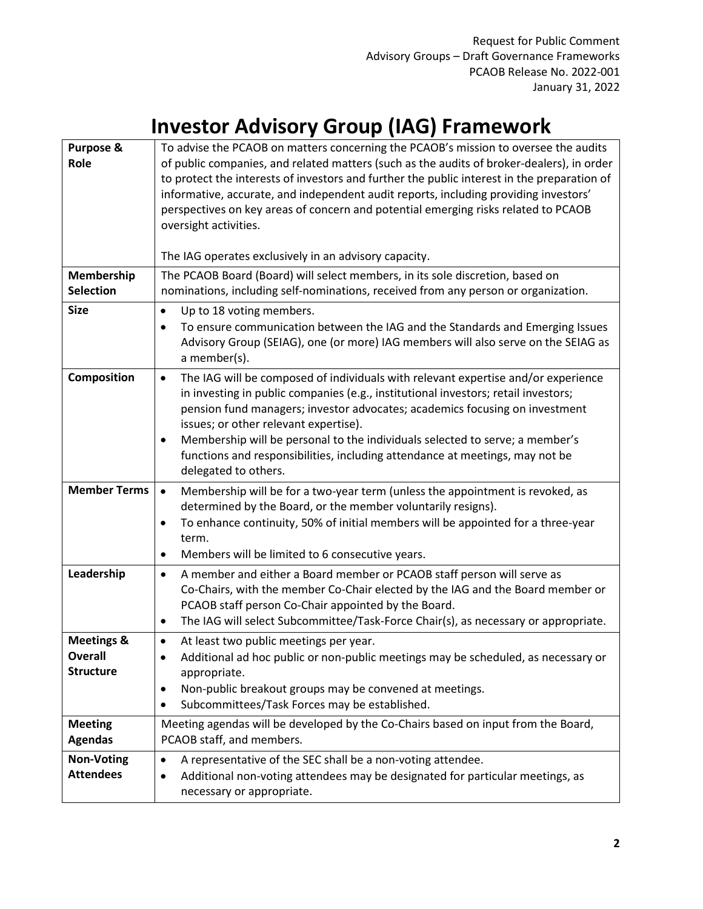# Investor Advisory Group (IAG) Framework

| | |
|---|---|
| **Purpose & Role** | To advise the PCAOB on matters concerning the PCAOB's mission to oversee the audits of public companies, and related matters (such as the audits of broker-dealers), in order to protect the interests of investors and further the public interest in the preparation of informative, accurate, and independent audit reports, including providing investors' perspectives on key areas of concern and potential emerging risks related to PCAOB oversight activities.<br><br>The IAG operates exclusively in an advisory capacity. |
| **Membership Selection** | The PCAOB Board (Board) will select members, in its sole discretion, based on nominations, including self-nominations, received from any person or organization. |
| **Size** | • Up to 18 voting members.<br>• To ensure communication between the IAG and the Standards and Emerging Issues Advisory Group (SEIAG), one (or more) IAG members will also serve on the SEIAG as a member(s). |
| **Composition** | • The IAG will be composed of individuals with relevant expertise and/or experience in investing in public companies (e.g., institutional investors; retail investors; pension fund managers; investor advocates; academics focusing on investment issues; or other relevant expertise).<br>• Membership will be personal to the individuals selected to serve; a member's functions and responsibilities, including attendance at meetings, may not be delegated to others. |
| **Member Terms** | • Membership will be for a two-year term (unless the appointment is revoked, as determined by the Board, or the member voluntarily resigns).<br>• To enhance continuity, 50% of initial members will be appointed for a three-year term.<br>• Members will be limited to 6 consecutive years. |
| **Leadership** | • A member and either a Board member or PCAOB staff person will serve as Co-Chairs, with the member Co-Chair elected by the IAG and the Board member or PCAOB staff person Co-Chair appointed by the Board.<br>• The IAG will select Subcommittee/Task-Force Chair(s), as necessary or appropriate. |
| **Meetings & Overall Structure** | • At least two public meetings per year.<br>• Additional ad hoc public or non-public meetings may be scheduled, as necessary or appropriate.<br>• Non-public breakout groups may be convened at meetings.<br>• Subcommittees/Task Forces may be established. |
| **Meeting Agendas** | Meeting agendas will be developed by the Co-Chairs based on input from the Board, PCAOB staff, and members. |
| **Non-Voting Attendees** | • A representative of the SEC shall be a non-voting attendee.<br>• Additional non-voting attendees may be designated for particular meetings, as necessary or appropriate. |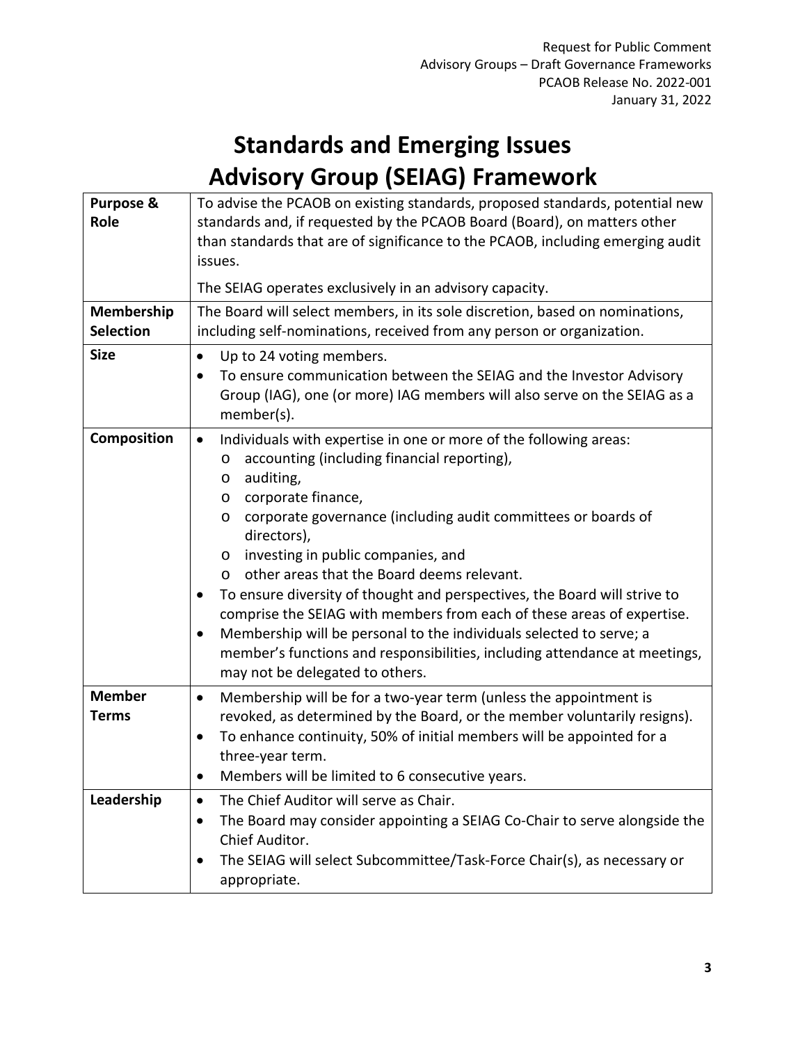# Standards and Emerging Issues Advisory Group (SEIAG) Framework

| | |
|---|---|
| **Purpose & Role** | To advise the PCAOB on existing standards, proposed standards, potential new standards and, if requested by the PCAOB Board (Board), on matters other than standards that are of significance to the PCAOB, including emerging audit issues.<br><br>The SEIAG operates exclusively in an advisory capacity. |
| **Membership Selection** | The Board will select members, in its sole discretion, based on nominations, including self-nominations, received from any person or organization. |
| **Size** | • Up to 24 voting members.<br>• To ensure communication between the SEIAG and the Investor Advisory Group (IAG), one (or more) IAG members will also serve on the SEIAG as a member(s). |
| **Composition** | • Individuals with expertise in one or more of the following areas:<br>&nbsp;&nbsp;&nbsp;&nbsp;o accounting (including financial reporting),<br>&nbsp;&nbsp;&nbsp;&nbsp;o auditing,<br>&nbsp;&nbsp;&nbsp;&nbsp;o corporate finance,<br>&nbsp;&nbsp;&nbsp;&nbsp;o corporate governance (including audit committees or boards of directors),<br>&nbsp;&nbsp;&nbsp;&nbsp;o investing in public companies, and<br>&nbsp;&nbsp;&nbsp;&nbsp;o other areas that the Board deems relevant.<br>• To ensure diversity of thought and perspectives, the Board will strive to comprise the SEIAG with members from each of these areas of expertise.<br>• Membership will be personal to the individuals selected to serve; a member's functions and responsibilities, including attendance at meetings, may not be delegated to others. |
| **Member Terms** | • Membership will be for a two-year term (unless the appointment is revoked, as determined by the Board, or the member voluntarily resigns).<br>• To enhance continuity, 50% of initial members will be appointed for a three-year term.<br>• Members will be limited to 6 consecutive years. |
| **Leadership** | • The Chief Auditor will serve as Chair.<br>• The Board may consider appointing a SEIAG Co-Chair to serve alongside the Chief Auditor.<br>• The SEIAG will select Subcommittee/Task-Force Chair(s), as necessary or appropriate. |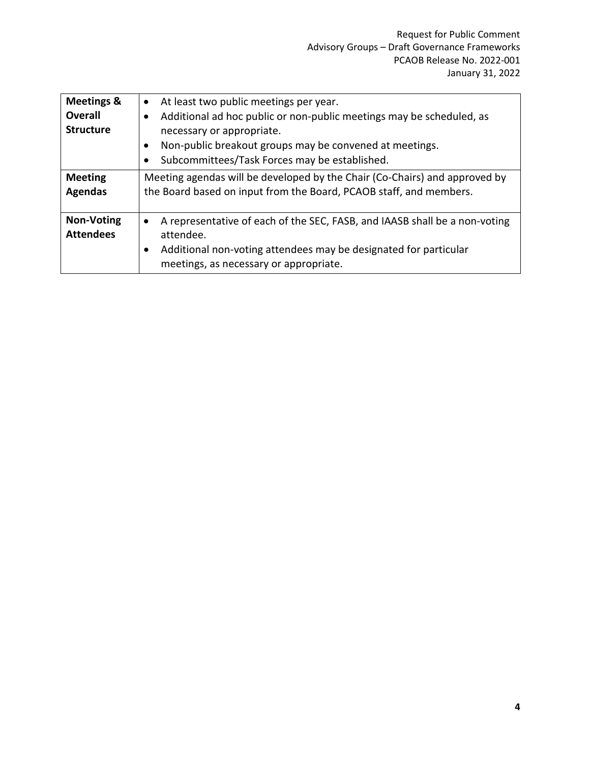| | |
|---|---|
| **Meetings & Overall Structure** | • At least two public meetings per year.<br>• Additional ad hoc public or non-public meetings may be scheduled, as necessary or appropriate.<br>• Non-public breakout groups may be convened at meetings.<br>• Subcommittees/Task Forces may be established. |
| **Meeting Agendas** | Meeting agendas will be developed by the Chair (Co-Chairs) and approved by the Board based on input from the Board, PCAOB staff, and members. |
| **Non-Voting Attendees** | • A representative of each of the SEC, FASB, and IAASB shall be a non-voting attendee.<br>• Additional non-voting attendees may be designated for particular meetings, as necessary or appropriate. |